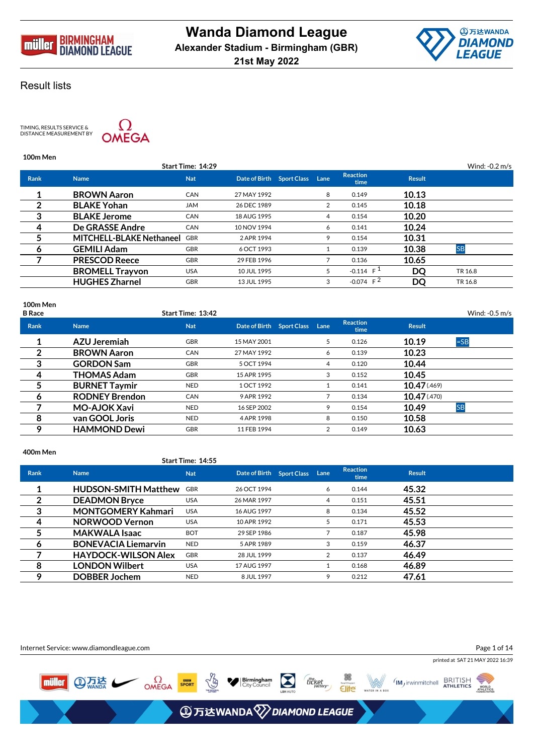# Wanda Diamond League

**Alexander Stadium - Birmingham (GBR)**

**21st May 2022**

## Result lists

TIMING, RESULTS SERVICE & DISTANCE MEASUREMENT BY OMEGA

### 100m Men

Start Time: 14:29 — Wind: -0.2 m/s

| Rank | Name | Nat | Date of Birth | Sport Class | Lane | Reaction time | Result | |
|---|---|---|---|---|---|---|---|---|
| 1 | BROWN Aaron | CAN | 27 MAY 1992 | | 8 | 0.149 | 10.13 | |
| 2 | BLAKE Yohan | JAM | 26 DEC 1989 | | 2 | 0.145 | 10.18 | |
| 3 | BLAKE Jerome | CAN | 18 AUG 1995 | | 4 | 0.154 | 10.20 | |
| 4 | De GRASSE Andre | CAN | 10 NOV 1994 | | 6 | 0.141 | 10.24 | |
| 5 | MITCHELL-BLAKE Nethaneel | GBR | 2 APR 1994 | | 9 | 0.154 | 10.31 | |
| 6 | GEMILI Adam | GBR | 6 OCT 1993 | | 1 | 0.139 | 10.38 | SB |
| 7 | PRESCOD Reece | GBR | 29 FEB 1996 | | 7 | 0.136 | 10.65 | |
| | BROMELL Trayvon | USA | 10 JUL 1995 | | 5 | -0.114 F [1] | DQ | TR 16.8 |
| | HUGHES Zharnel | GBR | 13 JUL 1995 | | 3 | -0.074 F [2] | DQ | TR 16.8 |

### 100m Men
**B Race**

Start Time: 13:42 — Wind: -0.5 m/s

| Rank | Name | Nat | Date of Birth | Sport Class | Lane | Reaction time | Result | |
|---|---|---|---|---|---|---|---|---|
| 1 | AZU Jeremiah | GBR | 15 MAY 2001 | | 5 | 0.126 | 10.19 | =SB |
| 2 | BROWN Aaron | CAN | 27 MAY 1992 | | 6 | 0.139 | 10.23 | |
| 3 | GORDON Sam | GBR | 5 OCT 1994 | | 4 | 0.120 | 10.44 | |
| 4 | THOMAS Adam | GBR | 15 APR 1995 | | 3 | 0.152 | 10.45 | |
| 5 | BURNET Taymir | NED | 1 OCT 1992 | | 1 | 0.141 | 10.47 (.469) | |
| 6 | RODNEY Brendon | CAN | 9 APR 1992 | | 7 | 0.134 | 10.47 (.470) | |
| 7 | MO-AJOK Xavi | NED | 16 SEP 2002 | | 9 | 0.154 | 10.49 | SB |
| 8 | van GOOL Joris | NED | 4 APR 1998 | | 8 | 0.150 | 10.58 | |
| 9 | HAMMOND Dewi | GBR | 11 FEB 1994 | | 2 | 0.149 | 10.63 | |

### 400m Men

Start Time: 14:55

| Rank | Name | Nat | Date of Birth | Sport Class | Lane | Reaction time | Result |
|---|---|---|---|---|---|---|---|
| 1 | HUDSON-SMITH Matthew | GBR | 26 OCT 1994 | | 6 | 0.144 | 45.32 |
| 2 | DEADMON Bryce | USA | 26 MAR 1997 | | 4 | 0.151 | 45.51 |
| 3 | MONTGOMERY Kahmari | USA | 16 AUG 1997 | | 8 | 0.134 | 45.52 |
| 4 | NORWOOD Vernon | USA | 10 APR 1992 | | 5 | 0.171 | 45.53 |
| 5 | MAKWALA Isaac | BOT | 29 SEP 1986 | | 7 | 0.187 | 45.98 |
| 6 | BONEVACIA Liemarvin | NED | 5 APR 1989 | | 3 | 0.159 | 46.37 |
| 7 | HAYDOCK-WILSON Alex | GBR | 28 JUL 1999 | | 2 | 0.137 | 46.49 |
| 8 | LONDON Wilbert | USA | 17 AUG 1997 | | 1 | 0.168 | 46.89 |
| 9 | DOBBER Jochem | NED | 8 JUL 1997 | | 9 | 0.212 | 47.61 |

Internet Service: www.diamondleague.com

printed at SAT 21 MAY 2022 16:39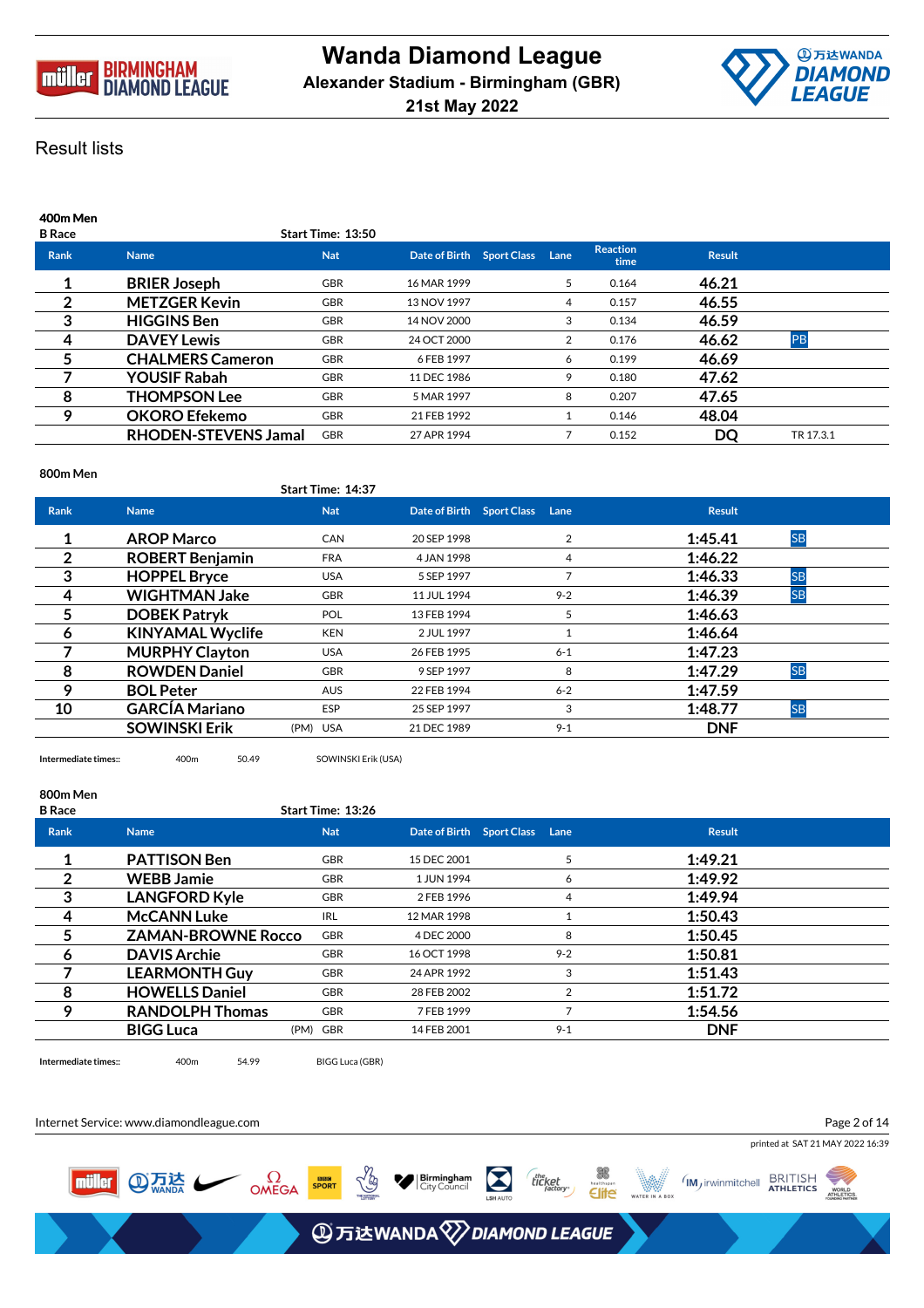# Wanda Diamond League

**Alexander Stadium - Birmingham (GBR)**

**21st May 2022**

## Result lists

### 400m Men

**B Race** Start Time: 13:50

| Rank | Name | Nat | Date of Birth | Sport Class | Lane | Reaction time | Result | |
|---|---|---|---|---|---|---|---|---|
| 1 | BRIER Joseph | GBR | 16 MAR 1999 | | 5 | 0.164 | 46.21 | |
| 2 | METZGER Kevin | GBR | 13 NOV 1997 | | 4 | 0.157 | 46.55 | |
| 3 | HIGGINS Ben | GBR | 14 NOV 2000 | | 3 | 0.134 | 46.59 | |
| 4 | DAVEY Lewis | GBR | 24 OCT 2000 | | 2 | 0.176 | 46.62 | PB |
| 5 | CHALMERS Cameron | GBR | 6 FEB 1997 | | 6 | 0.199 | 46.69 | |
| 7 | YOUSIF Rabah | GBR | 11 DEC 1986 | | 9 | 0.180 | 47.62 | |
| 8 | THOMPSON Lee | GBR | 5 MAR 1997 | | 8 | 0.207 | 47.65 | |
| 9 | OKORO Efekemo | GBR | 21 FEB 1992 | | 1 | 0.146 | 48.04 | |
| | RHODEN-STEVENS Jamal | GBR | 27 APR 1994 | | 7 | 0.152 | DQ | TR 17.3.1 |

### 800m Men

Start Time: 14:37

| Rank | Name | Nat | Date of Birth | Sport Class | Lane | Result | |
|---|---|---|---|---|---|---|---|
| 1 | AROP Marco | CAN | 20 SEP 1998 | | 2 | 1:45.41 | SB |
| 2 | ROBERT Benjamin | FRA | 4 JAN 1998 | | 4 | 1:46.22 | |
| 3 | HOPPEL Bryce | USA | 5 SEP 1997 | | 7 | 1:46.33 | SB |
| 4 | WIGHTMAN Jake | GBR | 11 JUL 1994 | | 9-2 | 1:46.39 | SB |
| 5 | DOBEK Patryk | POL | 13 FEB 1994 | | 5 | 1:46.63 | |
| 6 | KINYAMAL Wyclife | KEN | 2 JUL 1997 | | 1 | 1:46.64 | |
| 7 | MURPHY Clayton | USA | 26 FEB 1995 | | 6-1 | 1:47.23 | |
| 8 | ROWDEN Daniel | GBR | 9 SEP 1997 | | 8 | 1:47.29 | SB |
| 9 | BOL Peter | AUS | 22 FEB 1994 | | 6-2 | 1:47.59 | |
| 10 | GARCÍA Mariano | ESP | 25 SEP 1997 | | 3 | 1:48.77 | SB |
| | SOWINSKI Erik (PM) | USA | 21 DEC 1989 | | 9-1 | DNF | |

Intermediate times:: 400m 50.49 SOWINSKI Erik (USA)

### 800m Men

**B Race** Start Time: 13:26

| Rank | Name | Nat | Date of Birth | Sport Class | Lane | Result |
|---|---|---|---|---|---|---|
| 1 | PATTISON Ben | GBR | 15 DEC 2001 | | 5 | 1:49.21 |
| 2 | WEBB Jamie | GBR | 1 JUN 1994 | | 6 | 1:49.92 |
| 3 | LANGFORD Kyle | GBR | 2 FEB 1996 | | 4 | 1:49.94 |
| 4 | McCANN Luke | IRL | 12 MAR 1998 | | 1 | 1:50.43 |
| 5 | ZAMAN-BROWNE Rocco | GBR | 4 DEC 2000 | | 8 | 1:50.45 |
| 6 | DAVIS Archie | GBR | 16 OCT 1998 | | 9-2 | 1:50.81 |
| 7 | LEARMONTH Guy | GBR | 24 APR 1992 | | 3 | 1:51.43 |
| 8 | HOWELLS Daniel | GBR | 28 FEB 2002 | | 2 | 1:51.72 |
| 9 | RANDOLPH Thomas | GBR | 7 FEB 1999 | | 7 | 1:54.56 |
| | BIGG Luca (PM) | GBR | 14 FEB 2001 | | 9-1 | DNF |

Intermediate times:: 400m 54.99 BIGG Luca (GBR)

Internet Service: www.diamondleague.com

printed at SAT 21 MAY 2022 16:39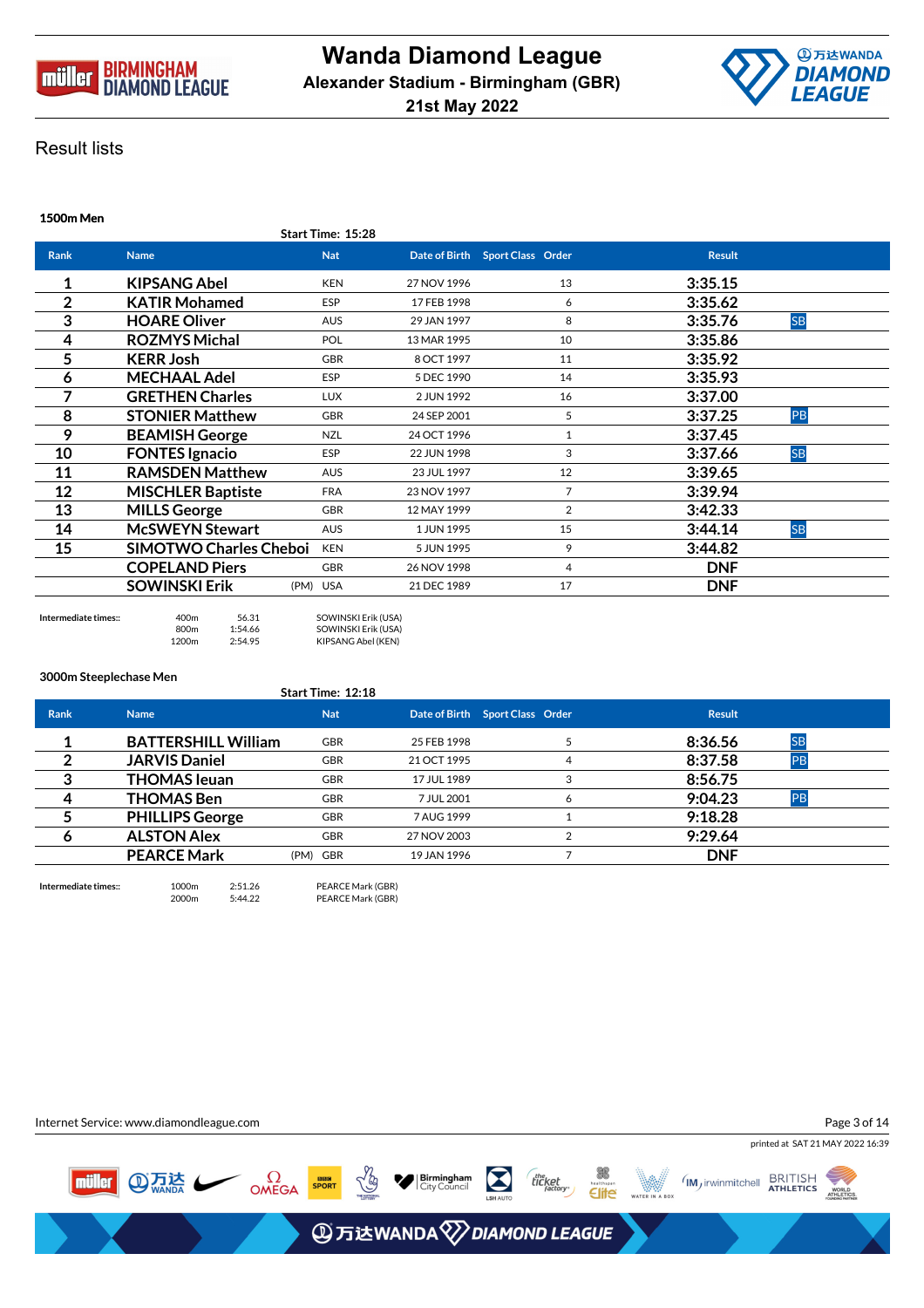# Wanda Diamond League

**Alexander Stadium - Birmingham (GBR)**

**21st May 2022**

## Result lists

### 1500m Men

Start Time: 15:28

| Rank | Name | | Nat | Date of Birth | Sport Class | Order | Result | |
|---|---|---|---|---|---|---|---|---|
| 1 | KIPSANG Abel | | KEN | 27 NOV 1996 | | 13 | 3:35.15 | |
| 2 | KATIR Mohamed | | ESP | 17 FEB 1998 | | 6 | 3:35.62 | |
| 3 | HOARE Oliver | | AUS | 29 JAN 1997 | | 8 | 3:35.76 | SB |
| 4 | ROZMYS Michal | | POL | 13 MAR 1995 | | 10 | 3:35.86 | |
| 5 | KERR Josh | | GBR | 8 OCT 1997 | | 11 | 3:35.92 | |
| 6 | MECHAAL Adel | | ESP | 5 DEC 1990 | | 14 | 3:35.93 | |
| 7 | GRETHEN Charles | | LUX | 2 JUN 1992 | | 16 | 3:37.00 | |
| 8 | STONIER Matthew | | GBR | 24 SEP 2001 | | 5 | 3:37.25 | PB |
| 9 | BEAMISH George | | NZL | 24 OCT 1996 | | 1 | 3:37.45 | |
| 10 | FONTES Ignacio | | ESP | 22 JUN 1998 | | 3 | 3:37.66 | SB |
| 11 | RAMSDEN Matthew | | AUS | 23 JUL 1997 | | 12 | 3:39.65 | |
| 12 | MISCHLER Baptiste | | FRA | 23 NOV 1997 | | 7 | 3:39.94 | |
| 13 | MILLS George | | GBR | 12 MAY 1999 | | 2 | 3:42.33 | |
| 14 | McSWEYN Stewart | | AUS | 1 JUN 1995 | | 15 | 3:44.14 | SB |
| 15 | SIMOTWO Charles Cheboi | | KEN | 5 JUN 1995 | | 9 | 3:44.82 | |
| | COPELAND Piers | | GBR | 26 NOV 1998 | | 4 | DNF | |
| | SOWINSKI Erik | (PM) | USA | 21 DEC 1989 | | 17 | DNF | |

**Intermediate times::**

| | | |
|---|---|---|
| 400m | 56.31 | SOWINSKI Erik (USA) |
| 800m | 1:54.66 | SOWINSKI Erik (USA) |
| 1200m | 2:54.95 | KIPSANG Abel (KEN) |

### 3000m Steeplechase Men

Start Time: 12:18

| Rank | Name | | Nat | Date of Birth | Sport Class | Order | Result | |
|---|---|---|---|---|---|---|---|---|
| 1 | BATTERSHILL William | | GBR | 25 FEB 1998 | | 5 | 8:36.56 | SB |
| 2 | JARVIS Daniel | | GBR | 21 OCT 1995 | | 4 | 8:37.58 | PB |
| 3 | THOMAS Ieuan | | GBR | 17 JUL 1989 | | 3 | 8:56.75 | |
| 4 | THOMAS Ben | | GBR | 7 JUL 2001 | | 6 | 9:04.23 | PB |
| 5 | PHILLIPS George | | GBR | 7 AUG 1999 | | 1 | 9:18.28 | |
| 6 | ALSTON Alex | | GBR | 27 NOV 2003 | | 2 | 9:29.64 | |
| | PEARCE Mark | (PM) | GBR | 19 JAN 1996 | | 7 | DNF | |

**Intermediate times::**

| | | |
|---|---|---|
| 1000m | 2:51.26 | PEARCE Mark (GBR) |
| 2000m | 5:44.22 | PEARCE Mark (GBR) |

Internet Service: www.diamondleague.com

printed at SAT 21 MAY 2022 16:39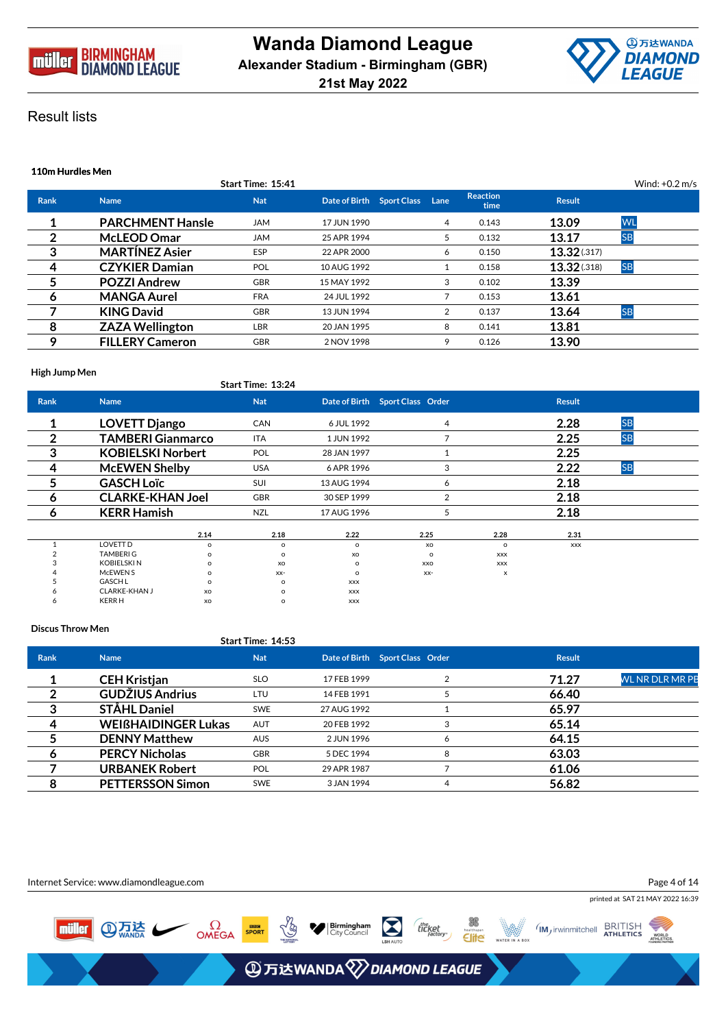# Wanda Diamond League

**Alexander Stadium - Birmingham (GBR)**

**21st May 2022**

## Result lists

### 110m Hurdles Men

Start Time: 15:41 | Wind: +0.2 m/s

| Rank | Name | Nat | Date of Birth | Sport Class | Lane | Reaction time | Result | |
|---|---|---|---|---|---|---|---|---|
| 1 | PARCHMENT Hansle | JAM | 17 JUN 1990 | | 4 | 0.143 | 13.09 | WL |
| 2 | McLEOD Omar | JAM | 25 APR 1994 | | 5 | 0.132 | 13.17 | SB |
| 3 | MARTÍNEZ Asier | ESP | 22 APR 2000 | | 6 | 0.150 | 13.32 (.317) | |
| 4 | CZYKIER Damian | POL | 10 AUG 1992 | | 1 | 0.158 | 13.32 (.318) | SB |
| 5 | POZZI Andrew | GBR | 15 MAY 1992 | | 3 | 0.102 | 13.39 | |
| 6 | MANGA Aurel | FRA | 24 JUL 1992 | | 7 | 0.153 | 13.61 | |
| 7 | KING David | GBR | 13 JUN 1994 | | 2 | 0.137 | 13.64 | SB |
| 8 | ZAZA Wellington | LBR | 20 JAN 1995 | | 8 | 0.141 | 13.81 | |
| 9 | FILLERY Cameron | GBR | 2 NOV 1998 | | 9 | 0.126 | 13.90 | |

### High Jump Men

Start Time: 13:24

| Rank | Name | Nat | Date of Birth | Sport Class | Order | Result | |
|---|---|---|---|---|---|---|---|
| 1 | LOVETT Django | CAN | 6 JUL 1992 | | 4 | 2.28 | SB |
| 2 | TAMBERI Gianmarco | ITA | 1 JUN 1992 | | 7 | 2.25 | SB |
| 3 | KOBIELSKI Norbert | POL | 28 JAN 1997 | | 1 | 2.25 | |
| 4 | McEWEN Shelby | USA | 6 APR 1996 | | 3 | 2.22 | SB |
| 5 | GASCH Loïc | SUI | 13 AUG 1994 | | 6 | 2.18 | |
| 6 | CLARKE-KHAN Joel | GBR | 30 SEP 1999 | | 2 | 2.18 | |
| 6 | KERR Hamish | NZL | 17 AUG 1996 | | 5 | 2.18 | |

| | | 2.14 | 2.18 | 2.22 | 2.25 | 2.28 | 2.31 |
|---|---|---|---|---|---|---|---|
| 1 | LOVETT D | o | o | o | xo | o | xxx |
| 2 | TAMBERI G | o | o | xo | o | xxx | |
| 3 | KOBIELSKI N | o | xo | o | xxo | xxx | |
| 4 | McEWEN S | o | xx- | o | xx- | x | |
| 5 | GASCH L | o | o | xxx | | | |
| 6 | CLARKE-KHAN J | xo | o | xxx | | | |
| 6 | KERR H | xo | o | xxx | | | |

### Discus Throw Men

Start Time: 14:53

| Rank | Name | Nat | Date of Birth | Sport Class | Order | Result | |
|---|---|---|---|---|---|---|---|
| 1 | CEH Kristjan | SLO | 17 FEB 1999 | | 2 | 71.27 | WL NR DLR MR PB |
| 2 | GUDŽIUS Andrius | LTU | 14 FEB 1991 | | 5 | 66.40 | |
| 3 | STÅHL Daniel | SWE | 27 AUG 1992 | | 1 | 65.97 | |
| 4 | WEIßHAIDINGER Lukas | AUT | 20 FEB 1992 | | 3 | 65.14 | |
| 5 | DENNY Matthew | AUS | 2 JUN 1996 | | 6 | 64.15 | |
| 6 | PERCY Nicholas | GBR | 5 DEC 1994 | | 8 | 63.03 | |
| 7 | URBANEK Robert | POL | 29 APR 1987 | | 7 | 61.06 | |
| 8 | PETTERSSON Simon | SWE | 3 JAN 1994 | | 4 | 56.82 | |

Internet Service: www.diamondleague.com

printed at SAT 21 MAY 2022 16:39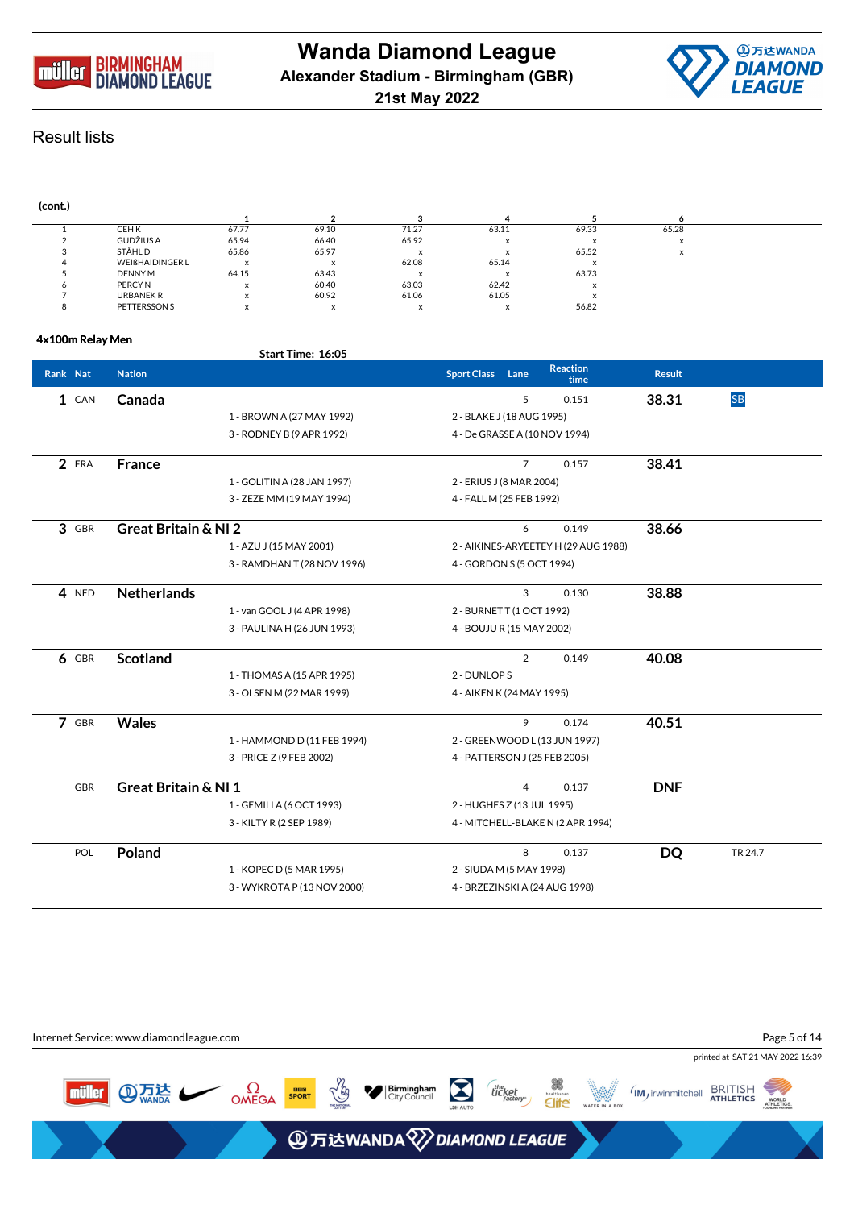# Wanda Diamond League

**Alexander Stadium - Birmingham (GBR)**

**21st May 2022**

## Result lists

(cont.)

| | | 1 | 2 | 3 | 4 | 5 | 6 |
|---|---|---|---|---|---|---|---|
| 1 | CEH K | 67.77 | 69.10 | 71.27 | 63.11 | 69.33 | 65.28 |
| 2 | GUDŽIUS A | 65.94 | 66.40 | 65.92 | x | x | x |
| 3 | STÅHL D | 65.86 | 65.97 | x | x | 65.52 | x |
| 4 | WEIßHAIDINGER L | x | x | 62.08 | 65.14 | x | |
| 5 | DENNY M | 64.15 | 63.43 | x | x | 63.73 | |
| 6 | PERCY N | x | 60.40 | 63.03 | 62.42 | x | |
| 7 | URBANEK R | x | 60.92 | 61.06 | 61.05 | x | |
| 8 | PETTERSSON S | x | x | x | x | 56.82 | |

### 4x100m Relay Men

Start Time: 16:05

| Rank | Nat | Nation | | | Sport Class | Lane | Reaction time | Result | |
|---|---|---|---|---|---|---|---|---|---|
| 1 | CAN | Canada | | | | 5 | 0.151 | 38.31 | SB |
| | | | 1 - BROWN A (27 MAY 1992) | 2 - BLAKE J (18 AUG 1995) | | | | | |
| | | | 3 - RODNEY B (9 APR 1992) | 4 - De GRASSE A (10 NOV 1994) | | | | | |
| 2 | FRA | France | | | | 7 | 0.157 | 38.41 | |
| | | | 1 - GOLITIN A (28 JAN 1997) | 2 - ERIUS J (8 MAR 2004) | | | | | |
| | | | 3 - ZEZE MM (19 MAY 1994) | 4 - FALL M (25 FEB 1992) | | | | | |
| 3 | GBR | Great Britain & NI 2 | | | | 6 | 0.149 | 38.66 | |
| | | | 1 - AZU J (15 MAY 2001) | 2 - AIKINES-ARYEETEY H (29 AUG 1988) | | | | | |
| | | | 3 - RAMDHAN T (28 NOV 1996) | 4 - GORDON S (5 OCT 1994) | | | | | |
| 4 | NED | Netherlands | | | | 3 | 0.130 | 38.88 | |
| | | | 1 - van GOOL J (4 APR 1998) | 2 - BURNET T (1 OCT 1992) | | | | | |
| | | | 3 - PAULINA H (26 JUN 1993) | 4 - BOUJU R (15 MAY 2002) | | | | | |
| 6 | GBR | Scotland | | | | 2 | 0.149 | 40.08 | |
| | | | 1 - THOMAS A (15 APR 1995) | 2 - DUNLOP S | | | | | |
| | | | 3 - OLSEN M (22 MAR 1999) | 4 - AIKEN K (24 MAY 1995) | | | | | |
| 7 | GBR | Wales | | | | 9 | 0.174 | 40.51 | |
| | | | 1 - HAMMOND D (11 FEB 1994) | 2 - GREENWOOD L (13 JUN 1997) | | | | | |
| | | | 3 - PRICE Z (9 FEB 2002) | 4 - PATTERSON J (25 FEB 2005) | | | | | |
| | GBR | Great Britain & NI 1 | | | | 4 | 0.137 | DNF | |
| | | | 1 - GEMILI A (6 OCT 1993) | 2 - HUGHES Z (13 JUL 1995) | | | | | |
| | | | 3 - KILTY R (2 SEP 1989) | 4 - MITCHELL-BLAKE N (2 APR 1994) | | | | | |
| | POL | Poland | | | | 8 | 0.137 | DQ | TR 24.7 |
| | | | 1 - KOPEC D (5 MAR 1995) | 2 - SIUDA M (5 MAY 1998) | | | | | |
| | | | 3 - WYKROTA P (13 NOV 2000) | 4 - BRZEZINSKI A (24 AUG 1998) | | | | | |

Internet Service: www.diamondleague.com

printed at SAT 21 MAY 2022 16:39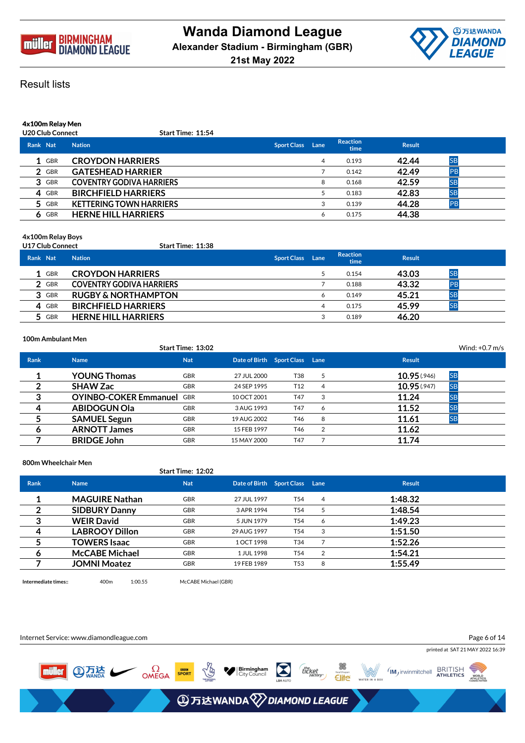# Wanda Diamond League

**Alexander Stadium - Birmingham (GBR)**

**21st May 2022**

## Result lists

### 4x100m Relay Men

U20 Club Connect — Start Time: 11:54

| Rank | Nat | Nation | Sport Class | Lane | Reaction time | Result | |
|---|---|---|---|---|---|---|---|
| 1 | GBR | CROYDON HARRIERS | | 4 | 0.193 | 42.44 | SB |
| 2 | GBR | GATESHEAD HARRIER | | 7 | 0.142 | 42.49 | PB |
| 3 | GBR | COVENTRY GODIVA HARRIERS | | 8 | 0.168 | 42.59 | SB |
| 4 | GBR | BIRCHFIELD HARRIERS | | 5 | 0.183 | 42.83 | SB |
| 5 | GBR | KETTERING TOWN HARRIERS | | 3 | 0.139 | 44.28 | PB |
| 6 | GBR | HERNE HILL HARRIERS | | 6 | 0.175 | 44.38 | |

### 4x100m Relay Boys

U17 Club Connect — Start Time: 11:38

| Rank | Nat | Nation | Sport Class | Lane | Reaction time | Result | |
|---|---|---|---|---|---|---|---|
| 1 | GBR | CROYDON HARRIERS | | 5 | 0.154 | 43.03 | SB |
| 2 | GBR | COVENTRY GODIVA HARRIERS | | 7 | 0.188 | 43.32 | PB |
| 3 | GBR | RUGBY & NORTHAMPTON | | 6 | 0.149 | 45.21 | SB |
| 4 | GBR | BIRCHFIELD HARRIERS | | 4 | 0.175 | 45.99 | SB |
| 5 | GBR | HERNE HILL HARRIERS | | 3 | 0.189 | 46.20 | |

### 100m Ambulant Men

Start Time: 13:02 — Wind: +0.7 m/s

| Rank | Name | Nat | Date of Birth | Sport Class | Lane | Result | |
|---|---|---|---|---|---|---|---|
| 1 | YOUNG Thomas | GBR | 27 JUL 2000 | T38 | 5 | 10.95 (.946) | SB |
| 2 | SHAW Zac | GBR | 24 SEP 1995 | T12 | 4 | 10.95 (.947) | SB |
| 3 | OYINBO-COKER Emmanuel | GBR | 10 OCT 2001 | T47 | 3 | 11.24 | SB |
| 4 | ABIDOGUN Ola | GBR | 3 AUG 1993 | T47 | 6 | 11.52 | SB |
| 5 | SAMUEL Segun | GBR | 19 AUG 2002 | T46 | 8 | 11.61 | SB |
| 6 | ARNOTT James | GBR | 15 FEB 1997 | T46 | 2 | 11.62 | |
| 7 | BRIDGE John | GBR | 15 MAY 2000 | T47 | 7 | 11.74 | |

### 800m Wheelchair Men

Start Time: 12:02

| Rank | Name | Nat | Date of Birth | Sport Class | Lane | Result |
|---|---|---|---|---|---|---|
| 1 | MAGUIRE Nathan | GBR | 27 JUL 1997 | T54 | 4 | 1:48.32 |
| 2 | SIDBURY Danny | GBR | 3 APR 1994 | T54 | 5 | 1:48.54 |
| 3 | WEIR David | GBR | 5 JUN 1979 | T54 | 6 | 1:49.23 |
| 4 | LABROOY Dillon | GBR | 29 AUG 1997 | T54 | 3 | 1:51.50 |
| 5 | TOWERS Isaac | GBR | 1 OCT 1998 | T34 | 7 | 1:52.26 |
| 6 | McCABE Michael | GBR | 1 JUL 1998 | T54 | 2 | 1:54.21 |
| 7 | JOMNI Moatez | GBR | 19 FEB 1989 | T53 | 8 | 1:55.49 |

Intermediate times:: 400m 1:00.55 McCABE Michael (GBR)

Internet Service: www.diamondleague.com

printed at SAT 21 MAY 2022 16:39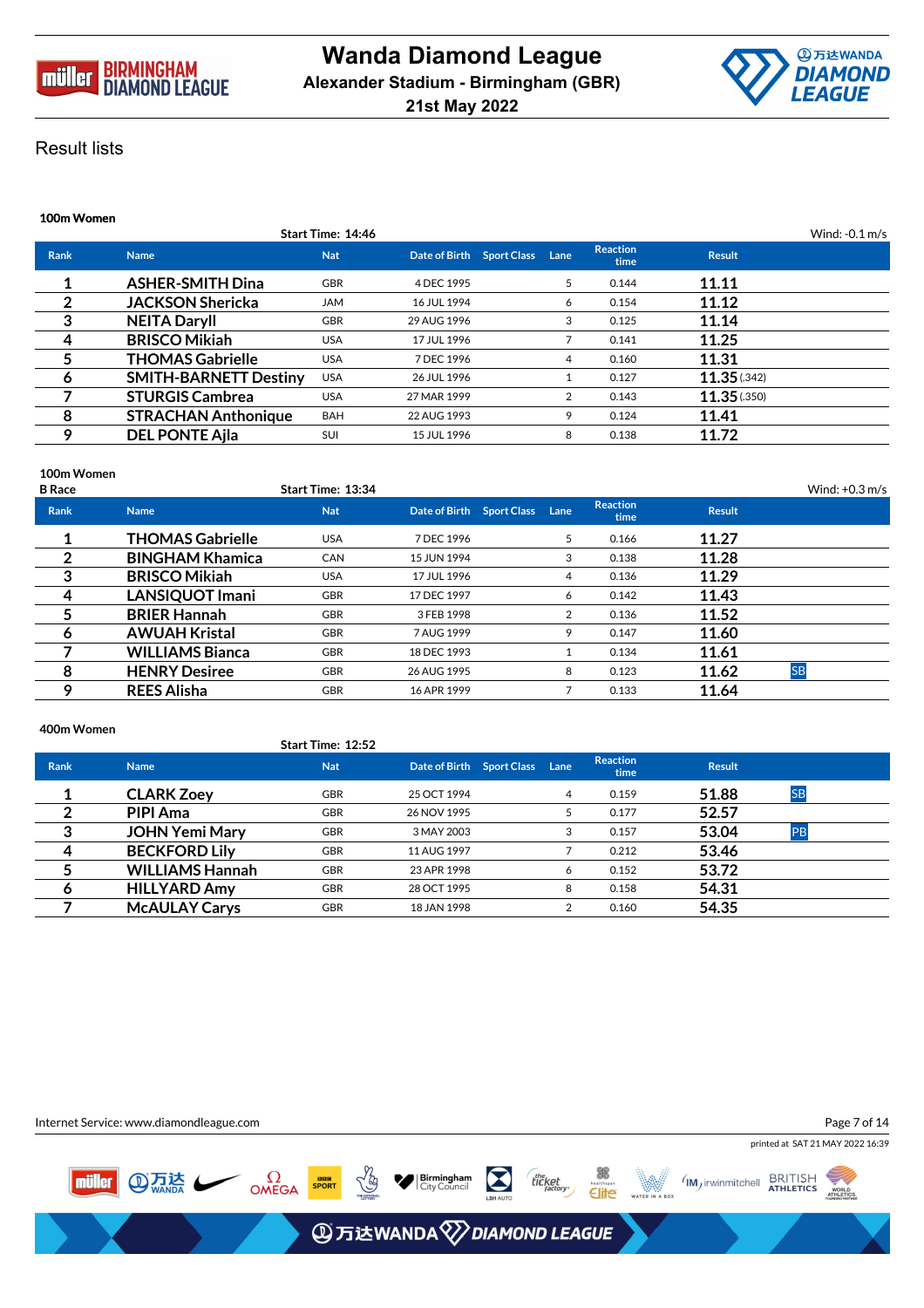# Wanda Diamond League

**Alexander Stadium - Birmingham (GBR)**

**21st May 2022**

## Result lists

### 100m Women

Start Time: 14:46 — Wind: -0.1 m/s

| Rank | Name | Nat | Date of Birth | Sport Class | Lane | Reaction time | Result | |
|---|---|---|---|---|---|---|---|---|
| 1 | ASHER-SMITH Dina | GBR | 4 DEC 1995 | | 5 | 0.144 | 11.11 | |
| 2 | JACKSON Shericka | JAM | 16 JUL 1994 | | 6 | 0.154 | 11.12 | |
| 3 | NEITA Daryll | GBR | 29 AUG 1996 | | 3 | 0.125 | 11.14 | |
| 4 | BRISCO Mikiah | USA | 17 JUL 1996 | | 7 | 0.141 | 11.25 | |
| 5 | THOMAS Gabrielle | USA | 7 DEC 1996 | | 4 | 0.160 | 11.31 | |
| 6 | SMITH-BARNETT Destiny | USA | 26 JUL 1996 | | 1 | 0.127 | 11.35 (.342) | |
| 7 | STURGIS Cambrea | USA | 27 MAR 1999 | | 2 | 0.143 | 11.35 (.350) | |
| 8 | STRACHAN Anthonique | BAH | 22 AUG 1993 | | 9 | 0.124 | 11.41 | |
| 9 | DEL PONTE Ajla | SUI | 15 JUL 1996 | | 8 | 0.138 | 11.72 | |

### 100m Women

B Race

Start Time: 13:34 — Wind: +0.3 m/s

| Rank | Name | Nat | Date of Birth | Sport Class | Lane | Reaction time | Result | |
|---|---|---|---|---|---|---|---|---|
| 1 | THOMAS Gabrielle | USA | 7 DEC 1996 | | 5 | 0.166 | 11.27 | |
| 2 | BINGHAM Khamica | CAN | 15 JUN 1994 | | 3 | 0.138 | 11.28 | |
| 3 | BRISCO Mikiah | USA | 17 JUL 1996 | | 4 | 0.136 | 11.29 | |
| 4 | LANSIQUOT Imani | GBR | 17 DEC 1997 | | 6 | 0.142 | 11.43 | |
| 5 | BRIER Hannah | GBR | 3 FEB 1998 | | 2 | 0.136 | 11.52 | |
| 6 | AWUAH Kristal | GBR | 7 AUG 1999 | | 9 | 0.147 | 11.60 | |
| 7 | WILLIAMS Bianca | GBR | 18 DEC 1993 | | 1 | 0.134 | 11.61 | |
| 8 | HENRY Desiree | GBR | 26 AUG 1995 | | 8 | 0.123 | 11.62 | SB |
| 9 | REES Alisha | GBR | 16 APR 1999 | | 7 | 0.133 | 11.64 | |

### 400m Women

Start Time: 12:52

| Rank | Name | Nat | Date of Birth | Sport Class | Lane | Reaction time | Result | |
|---|---|---|---|---|---|---|---|---|
| 1 | CLARK Zoey | GBR | 25 OCT 1994 | | 4 | 0.159 | 51.88 | SB |
| 2 | PIPI Ama | GBR | 26 NOV 1995 | | 5 | 0.177 | 52.57 | |
| 3 | JOHN Yemi Mary | GBR | 3 MAY 2003 | | 3 | 0.157 | 53.04 | PB |
| 4 | BECKFORD Lily | GBR | 11 AUG 1997 | | 7 | 0.212 | 53.46 | |
| 5 | WILLIAMS Hannah | GBR | 23 APR 1998 | | 6 | 0.152 | 53.72 | |
| 6 | HILLYARD Amy | GBR | 28 OCT 1995 | | 8 | 0.158 | 54.31 | |
| 7 | McAULAY Carys | GBR | 18 JAN 1998 | | 2 | 0.160 | 54.35 | |

Internet Service: www.diamondleague.com

printed at SAT 21 MAY 2022 16:39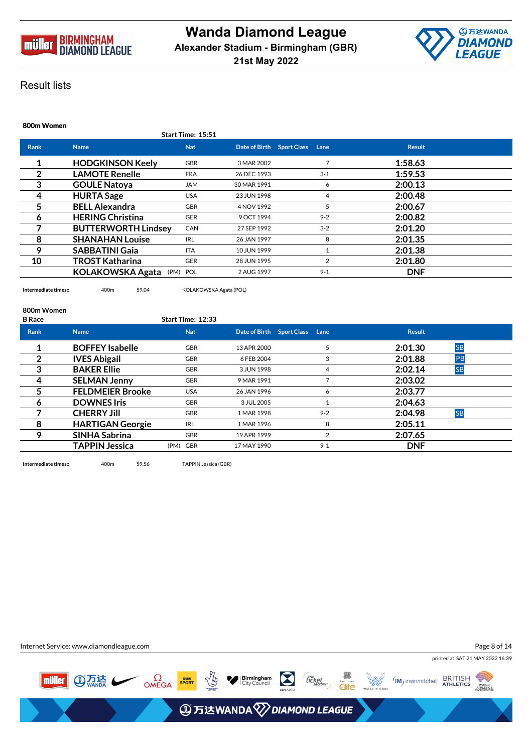# Wanda Diamond League

**Alexander Stadium - Birmingham (GBR)**

**21st May 2022**

## Result lists

### 800m Women

Start Time: 15:51

| Rank | Name | Nat | Date of Birth | Sport Class | Lane | Result | |
|---|---|---|---|---|---|---|---|
| 1 | HODGKINSON Keely | GBR | 3 MAR 2002 | | 7 | 1:58.63 | |
| 2 | LAMOTE Renelle | FRA | 26 DEC 1993 | | 3-1 | 1:59.53 | |
| 3 | GOULE Natoya | JAM | 30 MAR 1991 | | 6 | 2:00.13 | |
| 4 | HURTA Sage | USA | 23 JUN 1998 | | 4 | 2:00.48 | |
| 5 | BELL Alexandra | GBR | 4 NOV 1992 | | 5 | 2:00.67 | |
| 6 | HERING Christina | GER | 9 OCT 1994 | | 9-2 | 2:00.82 | |
| 7 | BUTTERWORTH Lindsey | CAN | 27 SEP 1992 | | 3-2 | 2:01.20 | |
| 8 | SHANAHAN Louise | IRL | 26 JAN 1997 | | 8 | 2:01.35 | |
| 9 | SABBATINI Gaia | ITA | 10 JUN 1999 | | 1 | 2:01.38 | |
| 10 | TROST Katharina | GER | 28 JUN 1995 | | 2 | 2:01.80 | |
| | KOLAKOWSKA Agata (PM) | POL | 2 AUG 1997 | | 9-1 | DNF | |

Intermediate times:: 400m 59.04 KOLAKOWSKA Agata (POL)

### 800m Women

B Race

Start Time: 12:33

| Rank | Name | Nat | Date of Birth | Sport Class | Lane | Result | |
|---|---|---|---|---|---|---|---|
| 1 | BOFFEY Isabelle | GBR | 13 APR 2000 | | 5 | 2:01.30 | SB |
| 2 | IVES Abigail | GBR | 6 FEB 2004 | | 3 | 2:01.88 | PB |
| 3 | BAKER Ellie | GBR | 3 JUN 1998 | | 4 | 2:02.14 | SB |
| 4 | SELMAN Jenny | GBR | 9 MAR 1991 | | 7 | 2:03.02 | |
| 5 | FELDMEIER Brooke | USA | 26 JAN 1996 | | 6 | 2:03.77 | |
| 6 | DOWNES Iris | GBR | 3 JUL 2005 | | 1 | 2:04.63 | |
| 7 | CHERRY Jill | GBR | 1 MAR 1998 | | 9-2 | 2:04.98 | SB |
| 8 | HARTIGAN Georgie | IRL | 1 MAR 1996 | | 8 | 2:05.11 | |
| 9 | SINHA Sabrina | GBR | 19 APR 1999 | | 2 | 2:07.65 | |
| | TAPPIN Jessica (PM) | GBR | 17 MAY 1990 | | 9-1 | DNF | |

Intermediate times:: 400m 59.56 TAPPIN Jessica (GBR)

Internet Service: www.diamondleague.com

printed at SAT 21 MAY 2022 16:39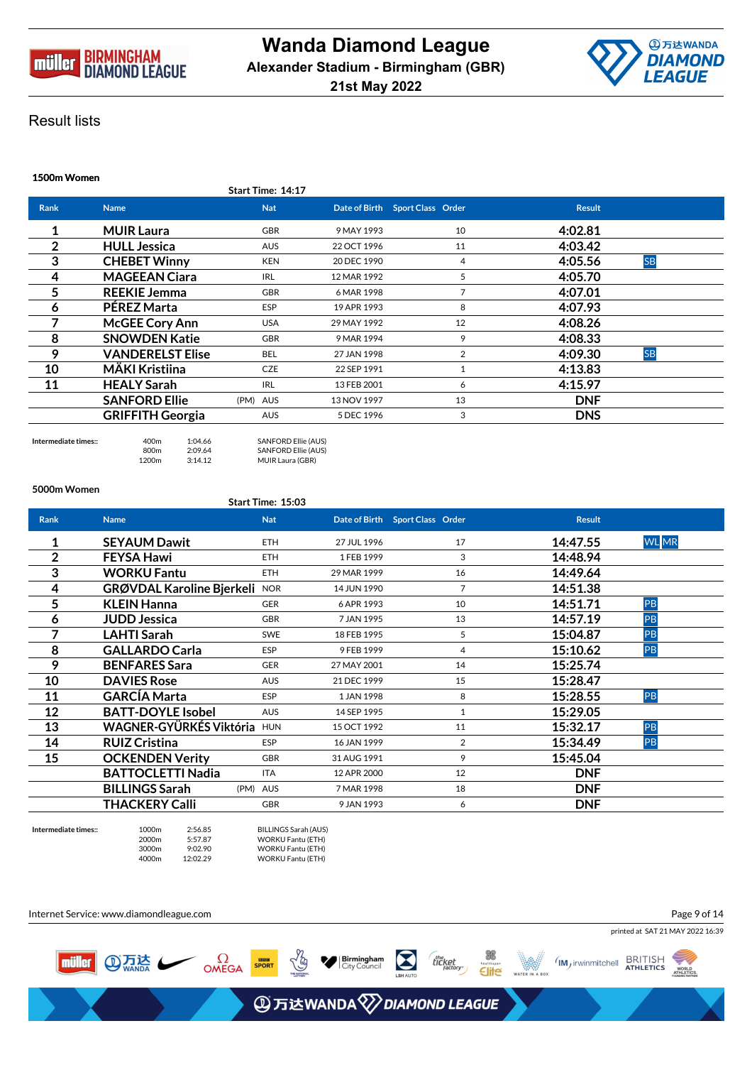# Wanda Diamond League

**Alexander Stadium - Birmingham (GBR)**

**21st May 2022**

## Result lists

### 1500m Women

Start Time: 14:17

| Rank | Name | Nat | Date of Birth | Sport Class | Order | Result | |
|---|---|---|---|---|---|---|---|
| 1 | MUIR Laura | GBR | 9 MAY 1993 | | 10 | 4:02.81 | |
| 2 | HULL Jessica | AUS | 22 OCT 1996 | | 11 | 4:03.42 | |
| 3 | CHEBET Winny | KEN | 20 DEC 1990 | | 4 | 4:05.56 | SB |
| 4 | MAGEEAN Ciara | IRL | 12 MAR 1992 | | 5 | 4:05.70 | |
| 5 | REEKIE Jemma | GBR | 6 MAR 1998 | | 7 | 4:07.01 | |
| 6 | PÉREZ Marta | ESP | 19 APR 1993 | | 8 | 4:07.93 | |
| 7 | McGEE Cory Ann | USA | 29 MAY 1992 | | 12 | 4:08.26 | |
| 8 | SNOWDEN Katie | GBR | 9 MAR 1994 | | 9 | 4:08.33 | |
| 9 | VANDERELST Elise | BEL | 27 JAN 1998 | | 2 | 4:09.30 | SB |
| 10 | MÄKI Kristiina | CZE | 22 SEP 1991 | | 1 | 4:13.83 | |
| 11 | HEALY Sarah | IRL | 13 FEB 2001 | | 6 | 4:15.97 | |
| | SANFORD Ellie (PM) | AUS | 13 NOV 1997 | | 13 | DNF | |
| | GRIFFITH Georgia | AUS | 5 DEC 1996 | | 3 | DNS | |

Intermediate times::

| | | |
|---|---|---|
| 400m | 1:04.66 | SANFORD Ellie (AUS) |
| 800m | 2:09.64 | SANFORD Ellie (AUS) |
| 1200m | 3:14.12 | MUIR Laura (GBR) |

### 5000m Women

Start Time: 15:03

| Rank | Name | Nat | Date of Birth | Sport Class | Order | Result | |
|---|---|---|---|---|---|---|---|
| 1 | SEYAUM Dawit | ETH | 27 JUL 1996 | | 17 | 14:47.55 | WL MR |
| 2 | FEYSA Hawi | ETH | 1 FEB 1999 | | 3 | 14:48.94 | |
| 3 | WORKU Fantu | ETH | 29 MAR 1999 | | 16 | 14:49.64 | |
| 4 | GRØVDAL Karoline Bjerkeli | NOR | 14 JUN 1990 | | 7 | 14:51.38 | |
| 5 | KLEIN Hanna | GER | 6 APR 1993 | | 10 | 14:51.71 | PB |
| 6 | JUDD Jessica | GBR | 7 JAN 1995 | | 13 | 14:57.19 | PB |
| 7 | LAHTI Sarah | SWE | 18 FEB 1995 | | 5 | 15:04.87 | PB |
| 8 | GALLARDO Carla | ESP | 9 FEB 1999 | | 4 | 15:10.62 | PB |
| 9 | BENFARES Sara | GER | 27 MAY 2001 | | 14 | 15:25.74 | |
| 10 | DAVIES Rose | AUS | 21 DEC 1999 | | 15 | 15:28.47 | |
| 11 | GARCÍA Marta | ESP | 1 JAN 1998 | | 8 | 15:28.55 | PB |
| 12 | BATT-DOYLE Isobel | AUS | 14 SEP 1995 | | 1 | 15:29.05 | |
| 13 | WAGNER-GYÜRKÉS Viktória | HUN | 15 OCT 1992 | | 11 | 15:32.17 | PB |
| 14 | RUIZ Cristina | ESP | 16 JAN 1999 | | 2 | 15:34.49 | PB |
| 15 | OCKENDEN Verity | GBR | 31 AUG 1991 | | 9 | 15:45.04 | |
| | BATTOCLETTI Nadia | ITA | 12 APR 2000 | | 12 | DNF | |
| | BILLINGS Sarah (PM) | AUS | 7 MAR 1998 | | 18 | DNF | |
| | THACKERY Calli | GBR | 9 JAN 1993 | | 6 | DNF | |

Intermediate times::

| | | |
|---|---|---|
| 1000m | 2:56.85 | BILLINGS Sarah (AUS) |
| 2000m | 5:57.87 | WORKU Fantu (ETH) |
| 3000m | 9:02.90 | WORKU Fantu (ETH) |
| 4000m | 12:02.29 | WORKU Fantu (ETH) |

Internet Service: www.diamondleague.com

printed at SAT 21 MAY 2022 16:39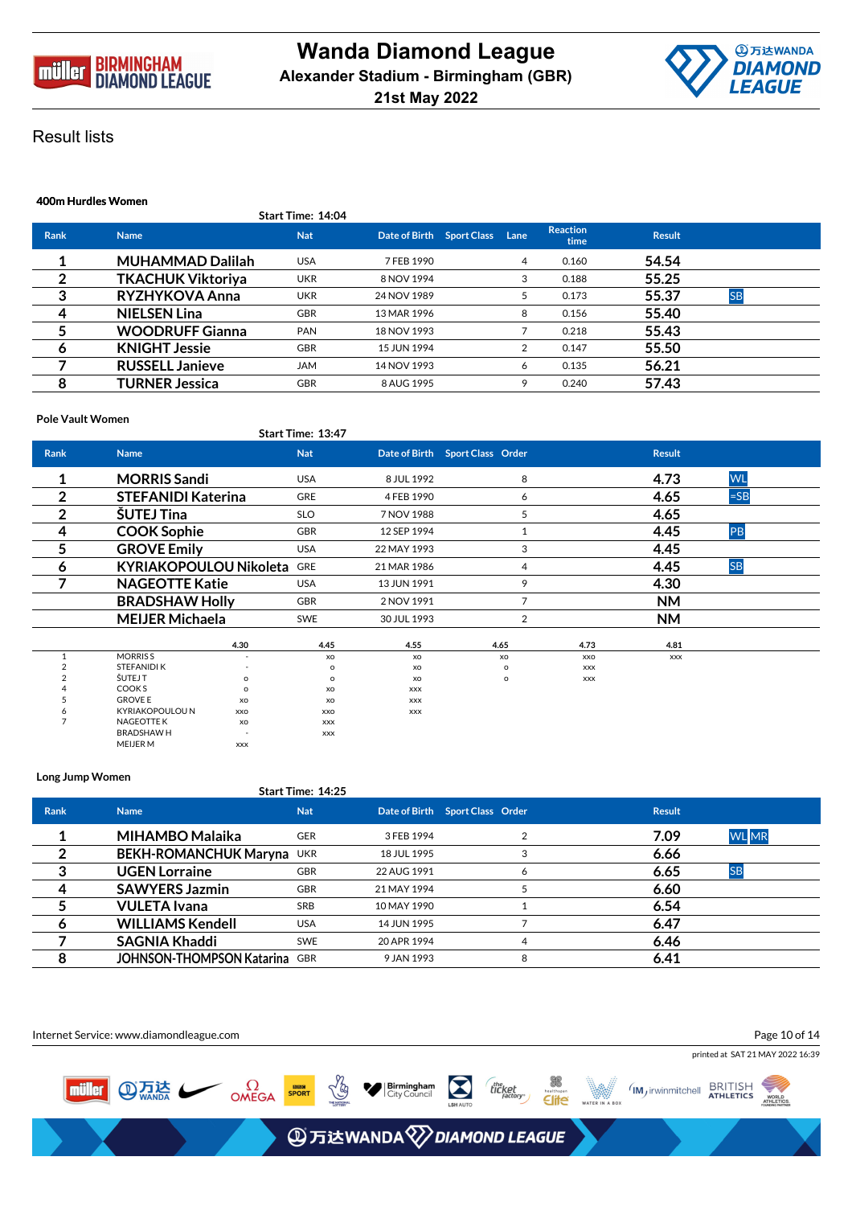# Wanda Diamond League

**Alexander Stadium - Birmingham (GBR)**

**21st May 2022**

## Result lists

### 400m Hurdles Women

Start Time: 14:04

| Rank | Name | Nat | Date of Birth | Sport Class | Lane | Reaction time | Result | |
|---|---|---|---|---|---|---|---|---|
| 1 | MUHAMMAD Dalilah | USA | 7 FEB 1990 | | 4 | 0.160 | 54.54 | |
| 2 | TKACHUK Viktoriya | UKR | 8 NOV 1994 | | 3 | 0.188 | 55.25 | |
| 3 | RYZHYKOVA Anna | UKR | 24 NOV 1989 | | 5 | 0.173 | 55.37 | SB |
| 4 | NIELSEN Lina | GBR | 13 MAR 1996 | | 8 | 0.156 | 55.40 | |
| 5 | WOODRUFF Gianna | PAN | 18 NOV 1993 | | 7 | 0.218 | 55.43 | |
| 6 | KNIGHT Jessie | GBR | 15 JUN 1994 | | 2 | 0.147 | 55.50 | |
| 7 | RUSSELL Janieve | JAM | 14 NOV 1993 | | 6 | 0.135 | 56.21 | |
| 8 | TURNER Jessica | GBR | 8 AUG 1995 | | 9 | 0.240 | 57.43 | |

### Pole Vault Women

Start Time: 13:47

| Rank | Name | Nat | Date of Birth | Sport Class | Order | Result | |
|---|---|---|---|---|---|---|---|
| 1 | MORRIS Sandi | USA | 8 JUL 1992 | | 8 | 4.73 | WL |
| 2 | STEFANIDI Katerina | GRE | 4 FEB 1990 | | 6 | 4.65 | =SB |
| 2 | ŠUTEJ Tina | SLO | 7 NOV 1988 | | 5 | 4.65 | |
| 4 | COOK Sophie | GBR | 12 SEP 1994 | | 1 | 4.45 | PB |
| 5 | GROVE Emily | USA | 22 MAY 1993 | | 3 | 4.45 | |
| 6 | KYRIAKOPOULOU Nikoleta | GRE | 21 MAR 1986 | | 4 | 4.45 | SB |
| 7 | NAGEOTTE Katie | USA | 13 JUN 1991 | | 9 | 4.30 | |
| | BRADSHAW Holly | GBR | 2 NOV 1991 | | 7 | NM | |
| | MEIJER Michaela | SWE | 30 JUL 1993 | | 2 | NM | |

| | | 4.30 | 4.45 | 4.55 | 4.65 | 4.73 | 4.81 |
|---|---|---|---|---|---|---|---|
| 1 | MORRIS S | - | xo | xo | xo | xxo | xxx |
| 2 | STEFANIDI K | - | o | xo | o | xxx | |
| 2 | ŠUTEJ T | o | o | xo | o | xxx | |
| 4 | COOK S | o | xo | xxx | | | |
| 5 | GROVE E | xo | xo | xxx | | | |
| 6 | KYRIAKOPOULOU N | xxo | xxo | xxx | | | |
| 7 | NAGEOTTE K | xo | xxx | | | | |
| | BRADSHAW H | - | xxx | | | | |
| | MEIJER M | xxx | | | | | |

### Long Jump Women

Start Time: 14:25

| Rank | Name | Nat | Date of Birth | Sport Class | Order | Result | |
|---|---|---|---|---|---|---|---|
| 1 | MIHAMBO Malaika | GER | 3 FEB 1994 | | 2 | 7.09 | WL MR |
| 2 | BEKH-ROMANCHUK Maryna | UKR | 18 JUL 1995 | | 3 | 6.66 | |
| 3 | UGEN Lorraine | GBR | 22 AUG 1991 | | 6 | 6.65 | SB |
| 4 | SAWYERS Jazmin | GBR | 21 MAY 1994 | | 5 | 6.60 | |
| 5 | VULETA Ivana | SRB | 10 MAY 1990 | | 1 | 6.54 | |
| 6 | WILLIAMS Kendell | USA | 14 JUN 1995 | | 7 | 6.47 | |
| 7 | SAGNIA Khaddi | SWE | 20 APR 1994 | | 4 | 6.46 | |
| 8 | JOHNSON-THOMPSON Katarina | GBR | 9 JAN 1993 | | 8 | 6.41 | |

Internet Service: www.diamondleague.com

printed at SAT 21 MAY 2022 16:39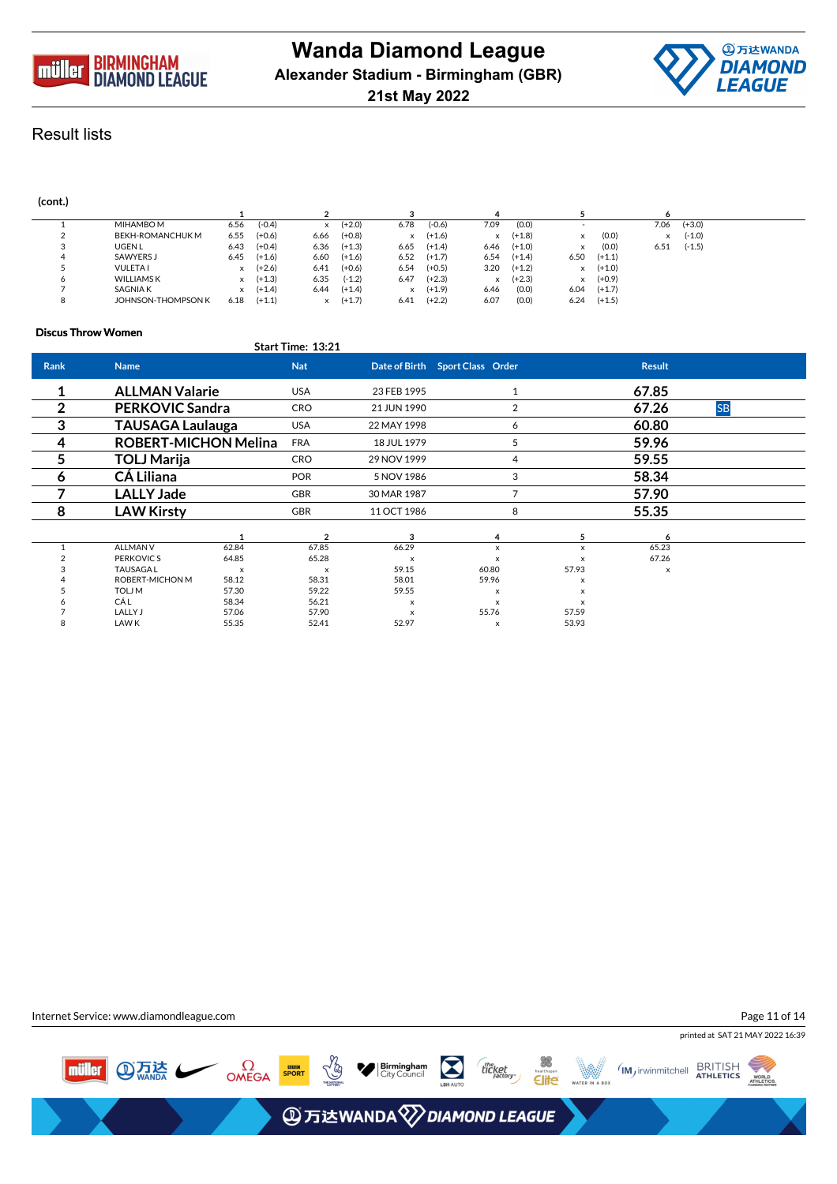# Wanda Diamond League

**Alexander Stadium - Birmingham (GBR)**

**21st May 2022**

## Result lists

**(cont.)**

| | | 1 | | 2 | | 3 | | 4 | | 5 | | 6 | |
|---|---|---|---|---|---|---|---|---|---|---|---|---|---|
| 1 | MIHAMBO M | 6.56 | (-0.4) | x | (+2.0) | 6.78 | (-0.6) | 7.09 | (0.0) | - | | 7.06 | (+3.0) |
| 2 | BEKH-ROMANCHUK M | 6.55 | (+0.6) | 6.66 | (+0.8) | x | (+1.6) | x | (+1.8) | x | (0.0) | x | (-1.0) |
| 3 | UGEN L | 6.43 | (+0.4) | 6.36 | (+1.3) | 6.65 | (+1.4) | 6.46 | (+1.0) | x | (0.0) | 6.51 | (-1.5) |
| 4 | SAWYERS J | 6.45 | (+1.6) | 6.60 | (+1.6) | 6.52 | (+1.7) | 6.54 | (+1.4) | 6.50 | (+1.1) | | |
| 5 | VULETA I | x | (+2.6) | 6.41 | (+0.6) | 6.54 | (+0.5) | 3.20 | (+1.2) | x | (+1.0) | | |
| 6 | WILLIAMS K | x | (+1.3) | 6.35 | (-1.2) | 6.47 | (+2.3) | x | (+2.3) | x | (+0.9) | | |
| 7 | SAGNIA K | x | (+1.4) | 6.44 | (+1.4) | x | (+1.9) | 6.46 | (0.0) | 6.04 | (+1.7) | | |
| 8 | JOHNSON-THOMPSON K | 6.18 | (+1.1) | x | (+1.7) | 6.41 | (+2.2) | 6.07 | (0.0) | 6.24 | (+1.5) | | |

### Discus Throw Women

Start Time: 13:21

| Rank | Name | Nat | Date of Birth | Sport Class | Order | Result | |
|---|---|---|---|---|---|---|---|
| 1 | **ALLMAN Valarie** | USA | 23 FEB 1995 | | 1 | **67.85** | |
| 2 | **PERKOVIC Sandra** | CRO | 21 JUN 1990 | | 2 | **67.26** | SB |
| 3 | **TAUSAGA Laulauga** | USA | 22 MAY 1998 | | 6 | **60.80** | |
| 4 | **ROBERT-MICHON Melina** | FRA | 18 JUL 1979 | | 5 | **59.96** | |
| 5 | **TOLJ Marija** | CRO | 29 NOV 1999 | | 4 | **59.55** | |
| 6 | **CÁ Liliana** | POR | 5 NOV 1986 | | 3 | **58.34** | |
| 7 | **LALLY Jade** | GBR | 30 MAR 1987 | | 7 | **57.90** | |
| 8 | **LAW Kirsty** | GBR | 11 OCT 1986 | | 8 | **55.35** | |

| | | 1 | 2 | 3 | 4 | 5 | 6 |
|---|---|---|---|---|---|---|---|
| 1 | ALLMAN V | 62.84 | 67.85 | 66.29 | x | x | 65.23 |
| 2 | PERKOVIC S | 64.85 | 65.28 | x | x | x | 67.26 |
| 3 | TAUSAGA L | x | x | 59.15 | 60.80 | 57.93 | x |
| 4 | ROBERT-MICHON M | 58.12 | 58.31 | 58.01 | 59.96 | x | |
| 5 | TOLJ M | 57.30 | 59.22 | 59.55 | x | x | |
| 6 | CÁ L | 58.34 | 56.21 | x | x | x | |
| 7 | LALLY J | 57.06 | 57.90 | x | 55.76 | 57.59 | |
| 8 | LAW K | 55.35 | 52.41 | 52.97 | x | 53.93 | |

Internet Service: www.diamondleague.com

printed at SAT 21 MAY 2022 16:39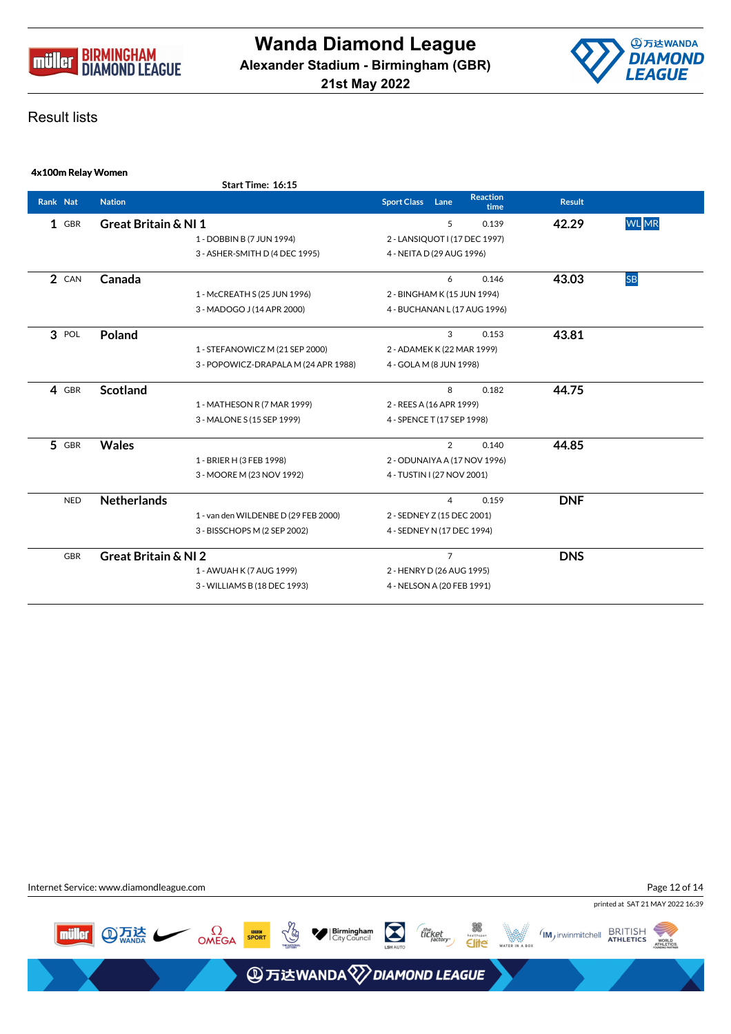# Wanda Diamond League

**Alexander Stadium - Birmingham (GBR)**

**21st May 2022**

## Result lists

### 4x100m Relay Women

Start Time: 16:15

| Rank | Nat | Nation | | | Sport Class | Lane | Reaction time | Result | |
|---|---|---|---|---|---|---|---|---|---|
| 1 | GBR | Great Britain & NI 1 | | | | 5 | 0.139 | 42.29 | WL MR |
| | | | 1 - DOBBIN B (7 JUN 1994) | 2 - LANSIQUOT I (17 DEC 1997) | | | | | |
| | | | 3 - ASHER-SMITH D (4 DEC 1995) | 4 - NEITA D (29 AUG 1996) | | | | | |
| 2 | CAN | Canada | | | | 6 | 0.146 | 43.03 | SB |
| | | | 1 - McCREATH S (25 JUN 1996) | 2 - BINGHAM K (15 JUN 1994) | | | | | |
| | | | 3 - MADOGO J (14 APR 2000) | 4 - BUCHANAN L (17 AUG 1996) | | | | | |
| 3 | POL | Poland | | | | 3 | 0.153 | 43.81 | |
| | | | 1 - STEFANOWICZ M (21 SEP 2000) | 2 - ADAMEK K (22 MAR 1999) | | | | | |
| | | | 3 - POPOWICZ-DRAPALA M (24 APR 1988) | 4 - GOLA M (8 JUN 1998) | | | | | |
| 4 | GBR | Scotland | | | | 8 | 0.182 | 44.75 | |
| | | | 1 - MATHESON R (7 MAR 1999) | 2 - REES A (16 APR 1999) | | | | | |
| | | | 3 - MALONE S (15 SEP 1999) | 4 - SPENCE T (17 SEP 1998) | | | | | |
| 5 | GBR | Wales | | | | 2 | 0.140 | 44.85 | |
| | | | 1 - BRIER H (3 FEB 1998) | 2 - ODUNAIYA A (17 NOV 1996) | | | | | |
| | | | 3 - MOORE M (23 NOV 1992) | 4 - TUSTIN I (27 NOV 2001) | | | | | |
| | NED | Netherlands | | | | 4 | 0.159 | DNF | |
| | | | 1 - van den WILDENBE D (29 FEB 2000) | 2 - SEDNEY Z (15 DEC 2001) | | | | | |
| | | | 3 - BISSCHOPS M (2 SEP 2002) | 4 - SEDNEY N (17 DEC 1994) | | | | | |
| | GBR | Great Britain & NI 2 | | | | 7 | | DNS | |
| | | | 1 - AWUAH K (7 AUG 1999) | 2 - HENRY D (26 AUG 1995) | | | | | |
| | | | 3 - WILLIAMS B (18 DEC 1993) | 4 - NELSON A (20 FEB 1991) | | | | | |

Internet Service: www.diamondleague.com

printed at SAT 21 MAY 2022 16:39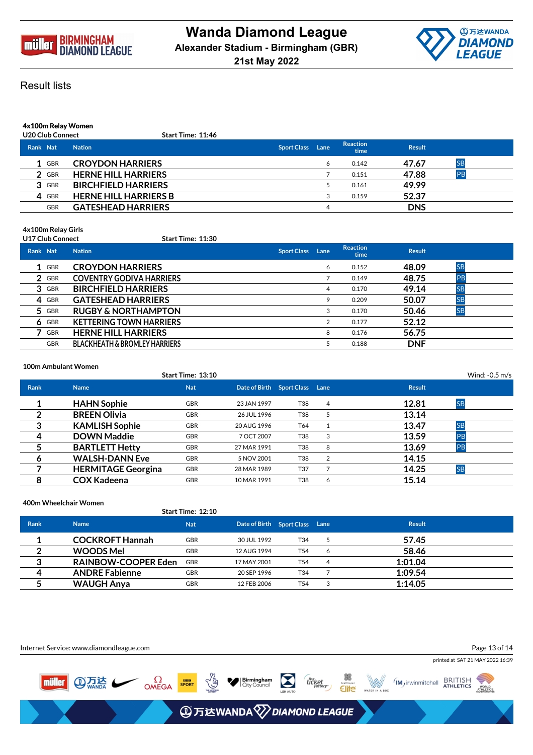# Wanda Diamond League

**Alexander Stadium - Birmingham (GBR)**

**21st May 2022**

## Result lists

### 4x100m Relay Women

U20 Club Connect — Start Time: 11:46

| Rank | Nat | Nation | Sport Class | Lane | Reaction time | Result | |
|---|---|---|---|---|---|---|---|
| 1 | GBR | CROYDON HARRIERS | | 6 | 0.142 | 47.67 | SB |
| 2 | GBR | HERNE HILL HARRIERS | | 7 | 0.151 | 47.88 | PB |
| 3 | GBR | BIRCHFIELD HARRIERS | | 5 | 0.161 | 49.99 | |
| 4 | GBR | HERNE HILL HARRIERS B | | 3 | 0.159 | 52.37 | |
| | GBR | GATESHEAD HARRIERS | | 4 | | DNS | |

### 4x100m Relay Girls

U17 Club Connect — Start Time: 11:30

| Rank | Nat | Nation | Sport Class | Lane | Reaction time | Result | |
|---|---|---|---|---|---|---|---|
| 1 | GBR | CROYDON HARRIERS | | 6 | 0.152 | 48.09 | SB |
| 2 | GBR | COVENTRY GODIVA HARRIERS | | 7 | 0.149 | 48.75 | PB |
| 3 | GBR | BIRCHFIELD HARRIERS | | 4 | 0.170 | 49.14 | SB |
| 4 | GBR | GATESHEAD HARRIERS | | 9 | 0.209 | 50.07 | SB |
| 5 | GBR | RUGBY & NORTHAMPTON | | 3 | 0.170 | 50.46 | SB |
| 6 | GBR | KETTERING TOWN HARRIERS | | 2 | 0.177 | 52.12 | |
| 7 | GBR | HERNE HILL HARRIERS | | 8 | 0.176 | 56.75 | |
| | GBR | BLACKHEATH & BROMLEY HARRIERS | | 5 | 0.188 | DNF | |

### 100m Ambulant Women

Start Time: 13:10 — Wind: -0.5 m/s

| Rank | Name | Nat | Date of Birth | Sport Class | Lane | Result | |
|---|---|---|---|---|---|---|---|
| 1 | HAHN Sophie | GBR | 23 JAN 1997 | T38 | 4 | 12.81 | SB |
| 2 | BREEN Olivia | GBR | 26 JUL 1996 | T38 | 5 | 13.14 | |
| 3 | KAMLISH Sophie | GBR | 20 AUG 1996 | T64 | 1 | 13.47 | SB |
| 4 | DOWN Maddie | GBR | 7 OCT 2007 | T38 | 3 | 13.59 | PB |
| 5 | BARTLETT Hetty | GBR | 27 MAR 1991 | T38 | 8 | 13.69 | PB |
| 6 | WALSH-DANN Eve | GBR | 5 NOV 2001 | T38 | 2 | 14.15 | |
| 7 | HERMITAGE Georgina | GBR | 28 MAR 1989 | T37 | 7 | 14.25 | SB |
| 8 | COX Kadeena | GBR | 10 MAR 1991 | T38 | 6 | 15.14 | |

### 400m Wheelchair Women

Start Time: 12:10

| Rank | Name | Nat | Date of Birth | Sport Class | Lane | Result |
|---|---|---|---|---|---|---|
| 1 | COCKROFT Hannah | GBR | 30 JUL 1992 | T34 | 5 | 57.45 |
| 2 | WOODS Mel | GBR | 12 AUG 1994 | T54 | 6 | 58.46 |
| 3 | RAINBOW-COOPER Eden | GBR | 17 MAY 2001 | T54 | 4 | 1:01.04 |
| 4 | ANDRE Fabienne | GBR | 20 SEP 1996 | T34 | 7 | 1:09.54 |
| 5 | WAUGH Anya | GBR | 12 FEB 2006 | T54 | 3 | 1:14.05 |

Internet Service: www.diamondleague.com

printed at SAT 21 MAY 2022 16:39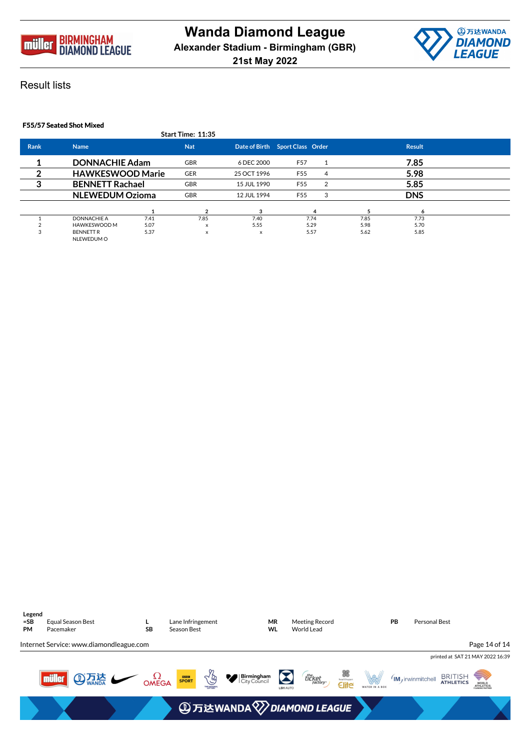# Wanda Diamond League

**Alexander Stadium - Birmingham (GBR)**

**21st May 2022**

## Result lists

### F55/57 Seated Shot Mixed

**Start Time: 11:35**

| Rank | Name | Nat | Date of Birth | Sport Class | Order | Result |
|---|---|---|---|---|---|---|
| 1 | DONNACHIE Adam | GBR | 6 DEC 2000 | F57 | 1 | 7.85 |
| 2 | HAWKESWOOD Marie | GER | 25 OCT 1996 | F55 | 4 | 5.98 |
| 3 | BENNETT Rachael | GBR | 15 JUL 1990 | F55 | 2 | 5.85 |
| | NLEWEDUM Ozioma | GBR | 12 JUL 1994 | F55 | 3 | DNS |

| | | 1 | 2 | 3 | 4 | 5 | 6 |
|---|---|---|---|---|---|---|---|
| 1 | DONNACHIE A | 7.41 | 7.85 | 7.40 | 7.74 | 7.85 | 7.73 |
| 2 | HAWKESWOOD M | 5.07 | x | 5.55 | 5.29 | 5.98 | 5.70 |
| 3 | BENNETT R | 5.37 | x | x | 5.57 | 5.62 | 5.85 |
| | NLEWEDUM O | | | | | | |

**Legend**

| | | | | | | | |
|---|---|---|---|---|---|---|---|
| =SB | Equal Season Best | L | Lane Infringement | MR | Meeting Record | PB | Personal Best |
| PM | Pacemaker | SB | Season Best | WL | World Lead | | |

Internet Service: www.diamondleague.com

printed at SAT 21 MAY 2022 16:39